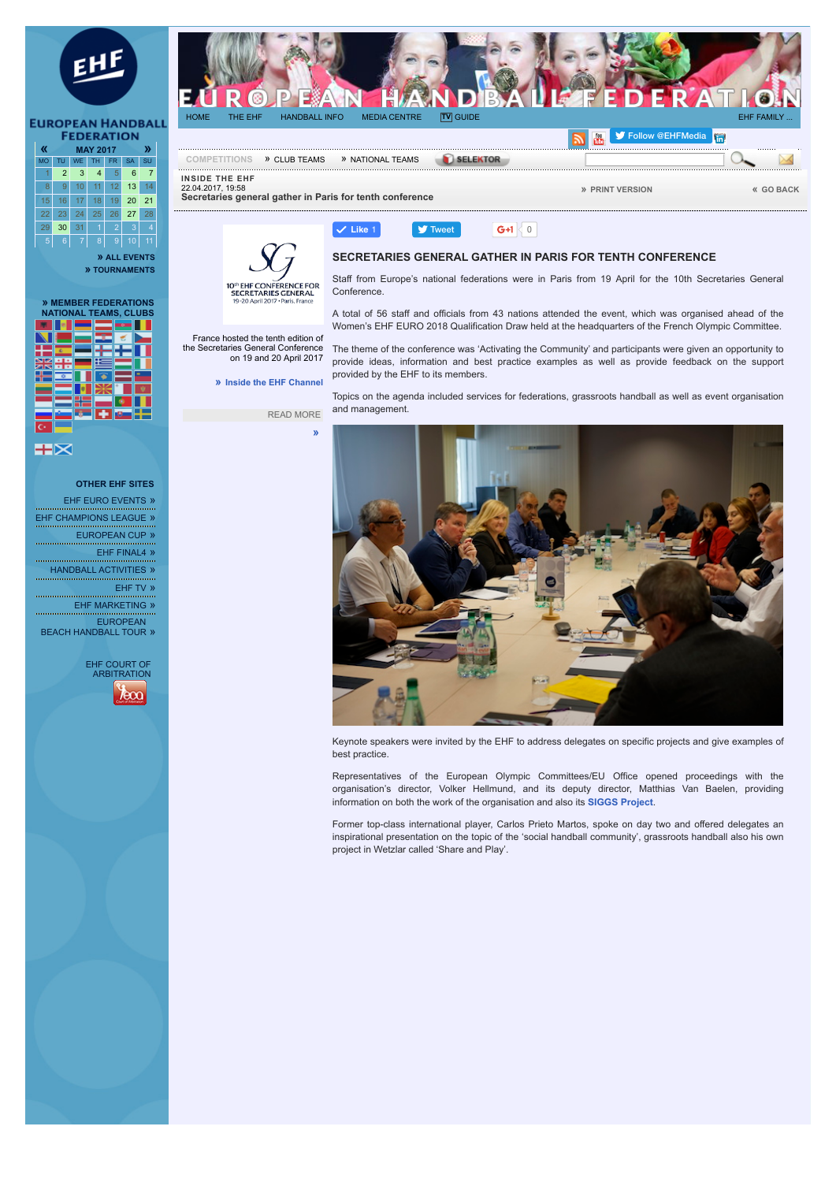INSIDE THE EHF
22.04.2017, 19:58
Secretaries general gather in Paris for tenth conference

» PRINT VERSION « GO BACK

France hosted the tenth edition of the Secretaries General Conference on 19 and 20 April 2017

» Inside the EHF Channel

READ MORE »

## SECRETARIES GENERAL GATHER IN PARIS FOR TENTH CONFERENCE

Staff from Europe's national federations were in Paris from 19 April for the 10th Secretaries General Conference.

A total of 56 staff and officials from 43 nations attended the event, which was organised ahead of the Women's EHF EURO 2018 Qualification Draw held at the headquarters of the French Olympic Committee.

The theme of the conference was 'Activating the Community' and participants were given an opportunity to provide ideas, information and best practice examples as well as provide feedback on the support provided by the EHF to its members.

Topics on the agenda included services for federations, grassroots handball as well as event organisation and management.

Keynote speakers were invited by the EHF to address delegates on specific projects and give examples of best practice.

Representatives of the European Olympic Committees/EU Office opened proceedings with the organisation's director, Volker Hellmund, and its deputy director, Matthias Van Baelen, providing information on both the work of the organisation and also its **SIGGS Project**.

Former top-class international player, Carlos Prieto Martos, spoke on day two and offered delegates an inspirational presentation on the topic of the 'social handball community', grassroots handball also his own project in Wetzlar called 'Share and Play'.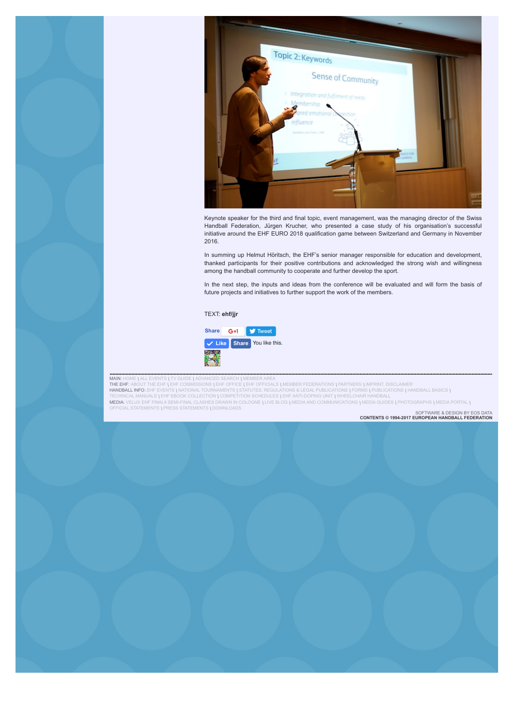Keynote speaker for the third and final topic, event management, was the managing director of the Swiss Handball Federation, Jürgen Krucher, who presented a case study of his organisation's successful initiative around the EHF EURO 2018 qualification game between Switzerland and Germany in November 2016.

In summing up Helmut Höritsch, the EHF's senior manager responsible for education and development, thanked participants for their positive contributions and acknowledged the strong wish and willingness among the handball community to cooperate and further develop the sport.

In the next step, the inputs and ideas from the conference will be evaluated and will form the basis of future projects and initiatives to further support the work of the members.

TEXT: **ehf/jjr**

Share G+1 Tweet

Like Share You like this.

MAIN: HOME \ ALL EVENTS \ TV GUIDE \ ADVANCED SEARCH \ MEMBER AREA
THE EHF: ABOUT THE EHF \ EHF COMMISSIONS \ EHF OFFICE \ EHF OFFICIALS \ MEMBER FEDERATIONS \ PARTNERS \ IMPRINT, DISCLAIMER
HANDBALL INFO: EHF EVENTS \ NATIONAL TOURNAMENTS \ STATUTES, REGULATIONS & LEGAL PUBLICATIONS \ FORMS \ PUBLICATIONS \ HANDBALL BASICS \ TECHNICAL MANUALS \ EHF EBOOK COLLECTION \ COMPETITION SCHEDULES \ EHF ANTI-DOPING UNIT \ WHEELCHAIR HANDBALL
MEDIA: VELUX EHF FINAL4 SEMI-FINAL CLASHES DRAWN IN COLOGNE \ LIVE BLOG \ MEDIA AND COMMUNICATIONS \ MEDIA GUIDES \ PHOTOGRAPHS \ MEDIA PORTAL \ OFFICIAL STATEMENTS \ PRESS STATEMENTS \ DOWNLOADS

SOFTWARE & DESIGN BY EOS DATA
**CONTENTS © 1994-2017 EUROPEAN HANDBALL FEDERATION**